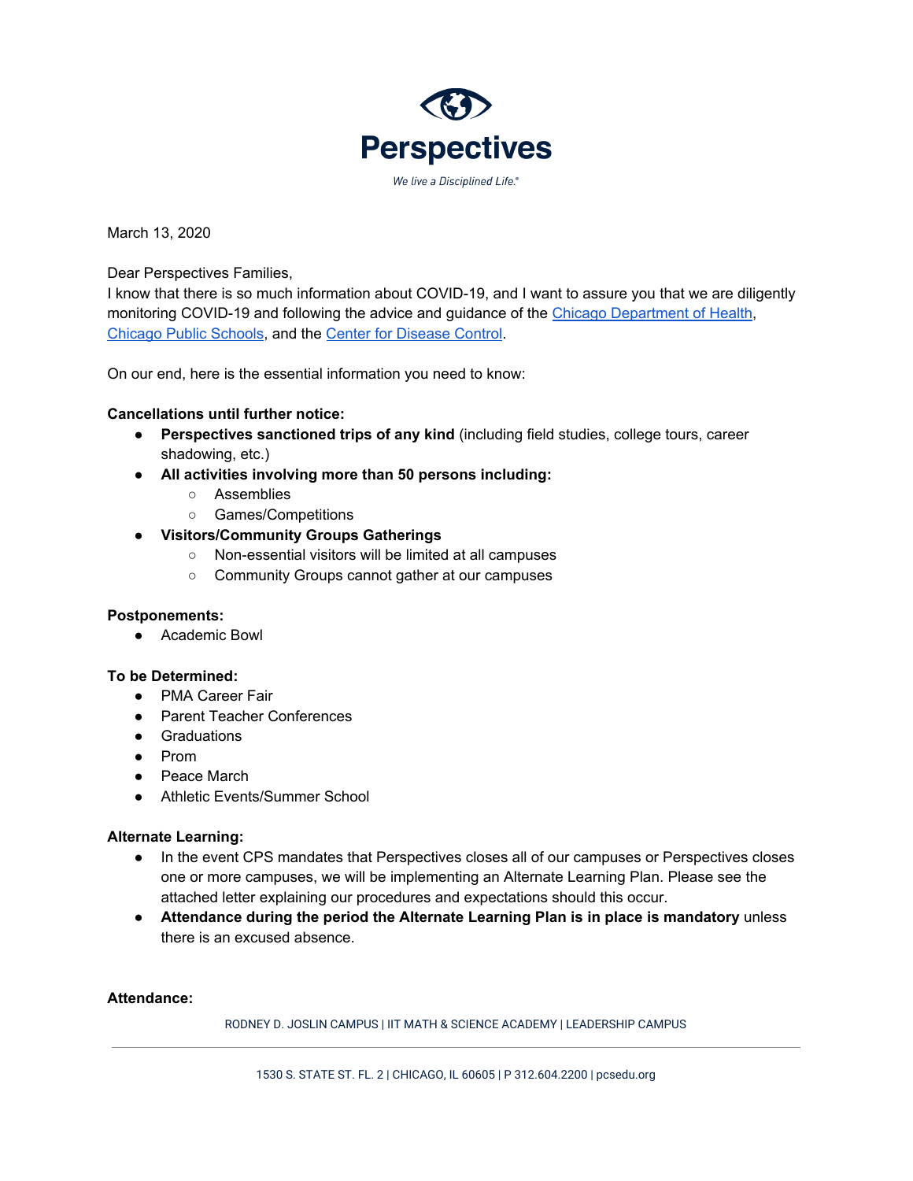# Perspectives

*We live a Disciplined Life.®*

March 13, 2020

Dear Perspectives Families,

I know that there is so much information about COVID-19, and I want to assure you that we are diligently monitoring COVID-19 and following the advice and guidance of the Chicago Department of Health, Chicago Public Schools, and the Center for Disease Control.

On our end, here is the essential information you need to know:

**Cancellations until further notice:**

- **Perspectives sanctioned trips of any kind** (including field studies, college tours, career shadowing, etc.)
- **All activities involving more than 50 persons including:**
  - Assemblies
  - Games/Competitions
- **Visitors/Community Groups Gatherings**
  - Non-essential visitors will be limited at all campuses
  - Community Groups cannot gather at our campuses

**Postponements:**

- Academic Bowl

**To be Determined:**

- PMA Career Fair
- Parent Teacher Conferences
- Graduations
- Prom
- Peace March
- Athletic Events/Summer School

**Alternate Learning:**

- In the event CPS mandates that Perspectives closes all of our campuses or Perspectives closes one or more campuses, we will be implementing an Alternate Learning Plan. Please see the attached letter explaining our procedures and expectations should this occur.
- **Attendance during the period the Alternate Learning Plan is in place is mandatory** unless there is an excused absence.

**Attendance:**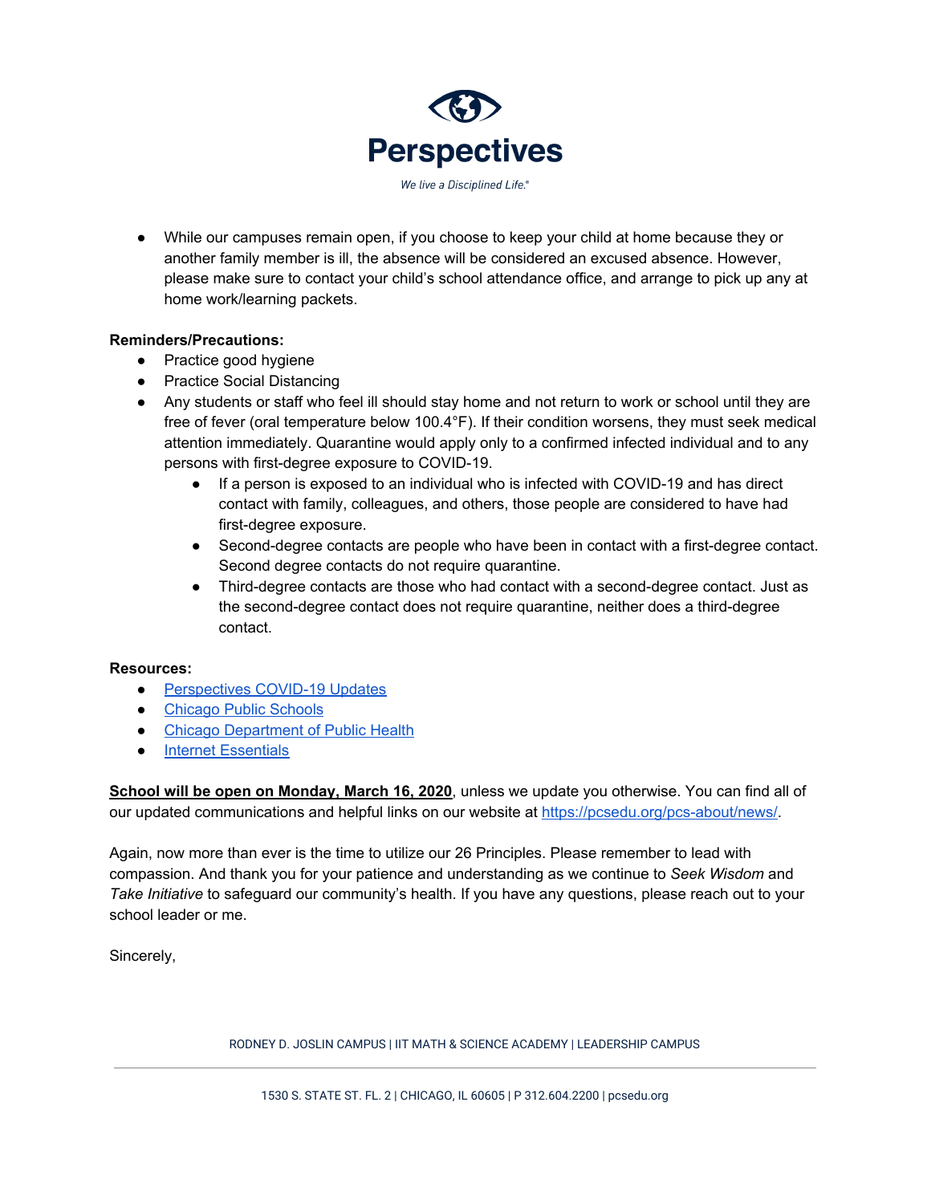- While our campuses remain open, if you choose to keep your child at home because they or another family member is ill, the absence will be considered an excused absence. However, please make sure to contact your child's school attendance office, and arrange to pick up any at home work/learning packets.

**Reminders/Precautions:**

- Practice good hygiene
- Practice Social Distancing
- Any students or staff who feel ill should stay home and not return to work or school until they are free of fever (oral temperature below 100.4°F). If their condition worsens, they must seek medical attention immediately. Quarantine would apply only to a confirmed infected individual and to any persons with first-degree exposure to COVID-19.
    - If a person is exposed to an individual who is infected with COVID-19 and has direct contact with family, colleagues, and others, those people are considered to have had first-degree exposure.
    - Second-degree contacts are people who have been in contact with a first-degree contact. Second degree contacts do not require quarantine.
    - Third-degree contacts are those who had contact with a second-degree contact. Just as the second-degree contact does not require quarantine, neither does a third-degree contact.

**Resources:**

- Perspectives COVID-19 Updates
- Chicago Public Schools
- Chicago Department of Public Health
- Internet Essentials

**School will be open on Monday, March 16, 2020**, unless we update you otherwise. You can find all of our updated communications and helpful links on our website at https://pcsedu.org/pcs-about/news/.

Again, now more than ever is the time to utilize our 26 Principles. Please remember to lead with compassion. And thank you for your patience and understanding as we continue to *Seek Wisdom* and *Take Initiative* to safeguard our community's health. If you have any questions, please reach out to your school leader or me.

Sincerely,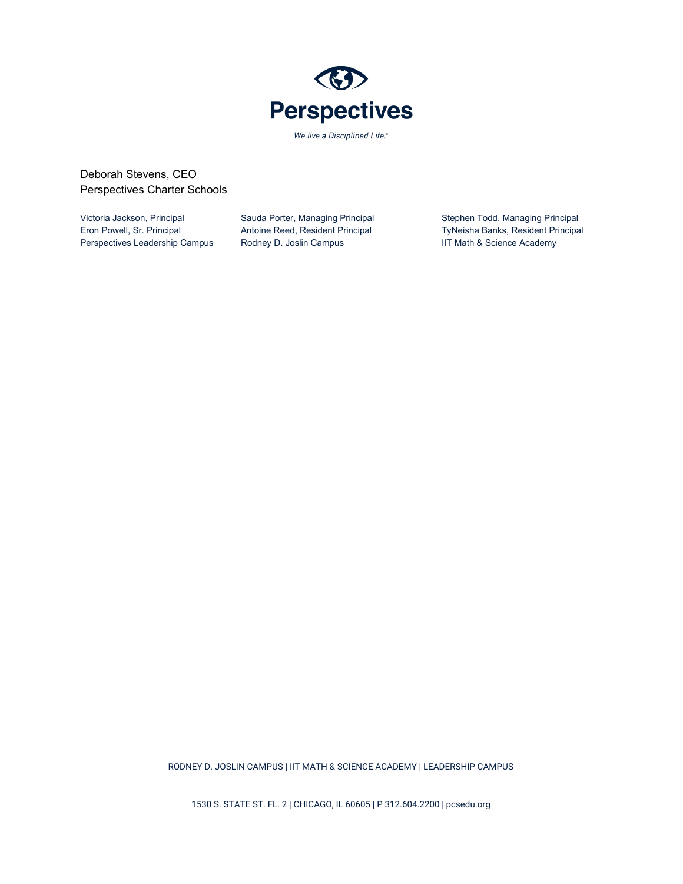# Perspectives

*We live a Disciplined Life.®*

Deborah Stevens, CEO
Perspectives Charter Schools

Victoria Jackson, Principal
Eron Powell, Sr. Principal
Perspectives Leadership Campus

Sauda Porter, Managing Principal
Antoine Reed, Resident Principal
Rodney D. Joslin Campus

Stephen Todd, Managing Principal
TyNeisha Banks, Resident Principal
IIT Math & Science Academy

RODNEY D. JOSLIN CAMPUS | IIT MATH & SCIENCE ACADEMY | LEADERSHIP CAMPUS

1530 S. STATE ST. FL. 2 | CHICAGO, IL 60605 | P 312.604.2200 | pcsedu.org